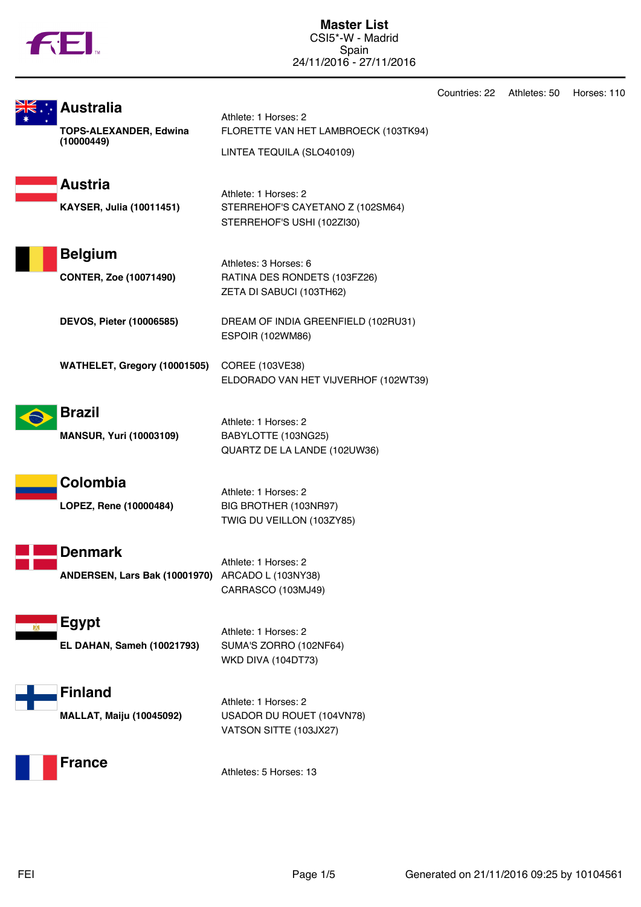# Master List

CSI5*-W - Madrid
Spain
24/11/2016 - 27/11/2016

Countries: 22   Athletes: 50   Horses: 110

## Australia

Athlete: 1 Horses: 2

**TOPS-ALEXANDER, Edwina (10000449)**
- FLORETTE VAN HET LAMBROECK (103TK94)
- LINTEA TEQUILA (SLO40109)

## Austria

Athlete: 1 Horses: 2

**KAYSER, Julia (10011451)**
- STERREHOF'S CAYETANO Z (102SM64)
- STERREHOF'S USHI (102ZI30)

## Belgium

Athletes: 3 Horses: 6

**CONTER, Zoe (10071490)**
- RATINA DES RONDETS (103FZ26)
- ZETA DI SABUCI (103TH62)

**DEVOS, Pieter (10006585)**
- DREAM OF INDIA GREENFIELD (102RU31)
- ESPOIR (102WM86)

**WATHELET, Gregory (10001505)**
- COREE (103VE38)
- ELDORADO VAN HET VIJVERHOF (102WT39)

## Brazil

Athlete: 1 Horses: 2

**MANSUR, Yuri (10003109)**
- BABYLOTTE (103NG25)
- QUARTZ DE LA LANDE (102UW36)

## Colombia

Athlete: 1 Horses: 2

**LOPEZ, Rene (10000484)**
- BIG BROTHER (103NR97)
- TWIG DU VEILLON (103ZY85)

## Denmark

Athlete: 1 Horses: 2

**ANDERSEN, Lars Bak (10001970)**
- ARCADO L (103NY38)
- CARRASCO (103MJ49)

## Egypt

Athlete: 1 Horses: 2

**EL DAHAN, Sameh (10021793)**
- SUMA'S ZORRO (102NF64)
- WKD DIVA (104DT73)

## Finland

Athlete: 1 Horses: 2

**MALLAT, Maiju (10045092)**
- USADOR DU ROUET (104VN78)
- VATSON SITTE (103JX27)

## France

Athletes: 5 Horses: 13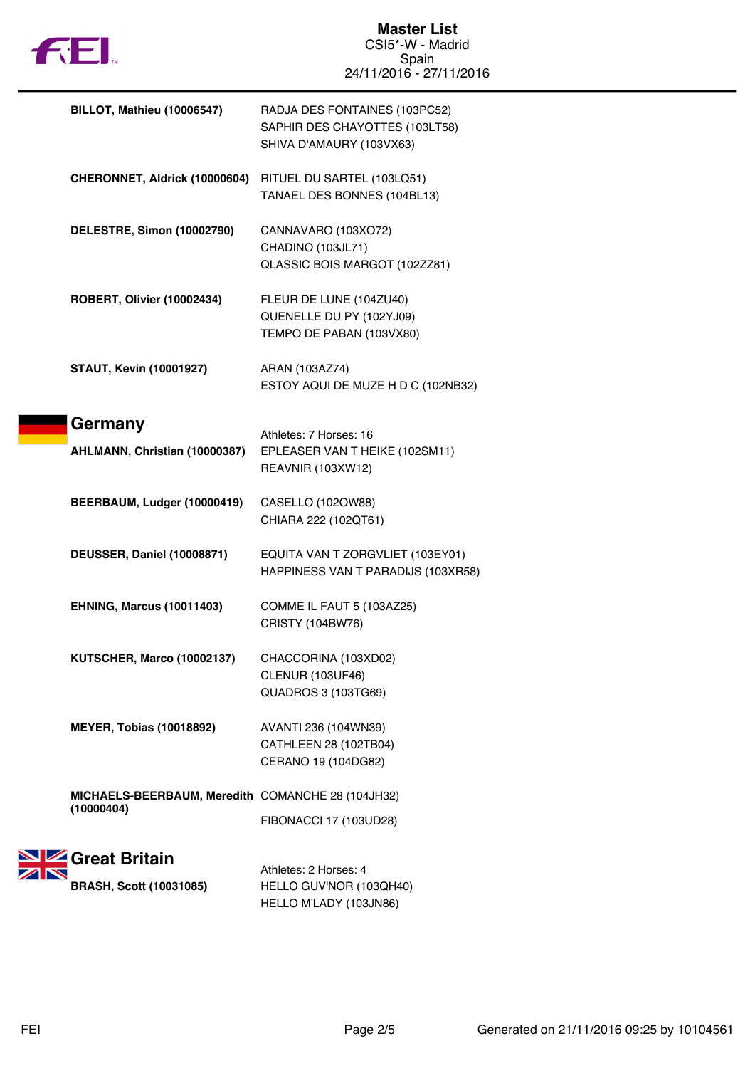| Athlete | Horses |
| --- | --- |
| **BILLOT, Mathieu (10006547)** | RADJA DES FONTAINES (103PC52)<br>SAPHIR DES CHAYOTTES (103LT58)<br>SHIVA D'AMAURY (103VX63) |
| **CHERONNET, Aldrick (10000604)** | RITUEL DU SARTEL (103LQ51)<br>TANAEL DES BONNES (104BL13) |
| **DELESTRE, Simon (10002790)** | CANNAVARO (103XO72)<br>CHADINO (103JL71)<br>QLASSIC BOIS MARGOT (102ZZ81) |
| **ROBERT, Olivier (10002434)** | FLEUR DE LUNE (104ZU40)<br>QUENELLE DU PY (102YJ09)<br>TEMPO DE PABAN (103VX80) |
| **STAUT, Kevin (10001927)** | ARAN (103AZ74)<br>ESTOY AQUI DE MUZE H D C (102NB32) |

## Germany

Athletes: 7 Horses: 16

| Athlete | Horses |
| --- | --- |
| **AHLMANN, Christian (10000387)** | EPLEASER VAN T HEIKE (102SM11)<br>REAVNIR (103XW12) |
| **BEERBAUM, Ludger (10000419)** | CASELLO (102OW88)<br>CHIARA 222 (102QT61) |
| **DEUSSER, Daniel (10008871)** | EQUITA VAN T ZORGVLIET (103EY01)<br>HAPPINESS VAN T PARADIJS (103XR58) |
| **EHNING, Marcus (10011403)** | COMME IL FAUT 5 (103AZ25)<br>CRISTY (104BW76) |
| **KUTSCHER, Marco (10002137)** | CHACCORINA (103XD02)<br>CLENUR (103UF46)<br>QUADROS 3 (103TG69) |
| **MEYER, Tobias (10018892)** | AVANTI 236 (104WN39)<br>CATHLEEN 28 (102TB04)<br>CERANO 19 (104DG82) |
| **MICHAELS-BEERBAUM, Meredith (10000404)** | COMANCHE 28 (104JH32)<br>FIBONACCI 17 (103UD28) |

## Great Britain

Athletes: 2 Horses: 4

| Athlete | Horses |
| --- | --- |
| **BRASH, Scott (10031085)** | HELLO GUV'NOR (103QH40)<br>HELLO M'LADY (103JN86) |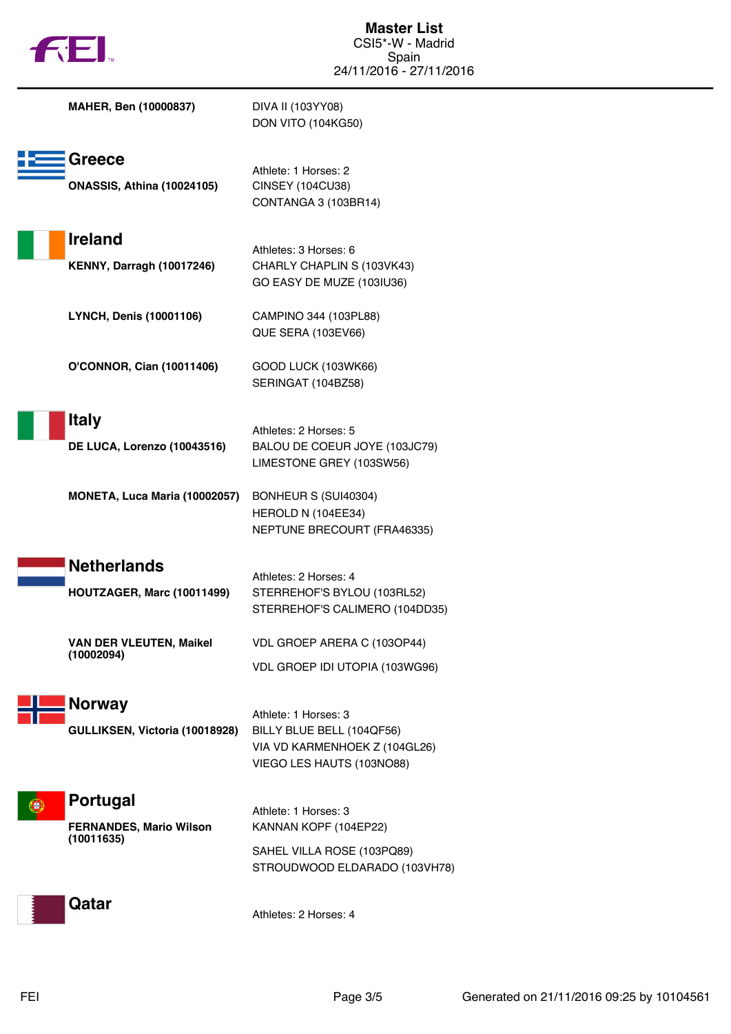# Master List

CSI5*-W - Madrid
Spain
24/11/2016 - 27/11/2016

**MAHER, Ben (10000837)**
DIVA II (103YY08)
DON VITO (104KG50)

## Greece

Athlete: 1 Horses: 2

**ONASSIS, Athina (10024105)**
CINSEY (104CU38)
CONTANGA 3 (103BR14)

## Ireland

Athletes: 3 Horses: 6

**KENNY, Darragh (10017246)**
CHARLY CHAPLIN S (103VK43)
GO EASY DE MUZE (103IU36)

**LYNCH, Denis (10001106)**
CAMPINO 344 (103PL88)
QUE SERA (103EV66)

**O'CONNOR, Cian (10011406)**
GOOD LUCK (103WK66)
SERINGAT (104BZ58)

## Italy

Athletes: 2 Horses: 5

**DE LUCA, Lorenzo (10043516)**
BALOU DE COEUR JOYE (103JC79)
LIMESTONE GREY (103SW56)

**MONETA, Luca Maria (10002057)**
BONHEUR S (SUI40304)
HEROLD N (104EE34)
NEPTUNE BRECOURT (FRA46335)

## Netherlands

Athletes: 2 Horses: 4

**HOUTZAGER, Marc (10011499)**
STERREHOF'S BYLOU (103RL52)
STERREHOF'S CALIMERO (104DD35)

**VAN DER VLEUTEN, Maikel (10002094)**
VDL GROEP ARERA C (103OP44)
VDL GROEP IDI UTOPIA (103WG96)

## Norway

Athlete: 1 Horses: 3

**GULLIKSEN, Victoria (10018928)**
BILLY BLUE BELL (104QF56)
VIA VD KARMENHOEK Z (104GL26)
VIEGO LES HAUTS (103NO88)

## Portugal

Athlete: 1 Horses: 3

**FERNANDES, Mario Wilson (10011635)**
KANNAN KOPF (104EP22)
SAHEL VILLA ROSE (103PQ89)
STROUDWOOD ELDARADO (103VH78)

## Qatar

Athletes: 2 Horses: 4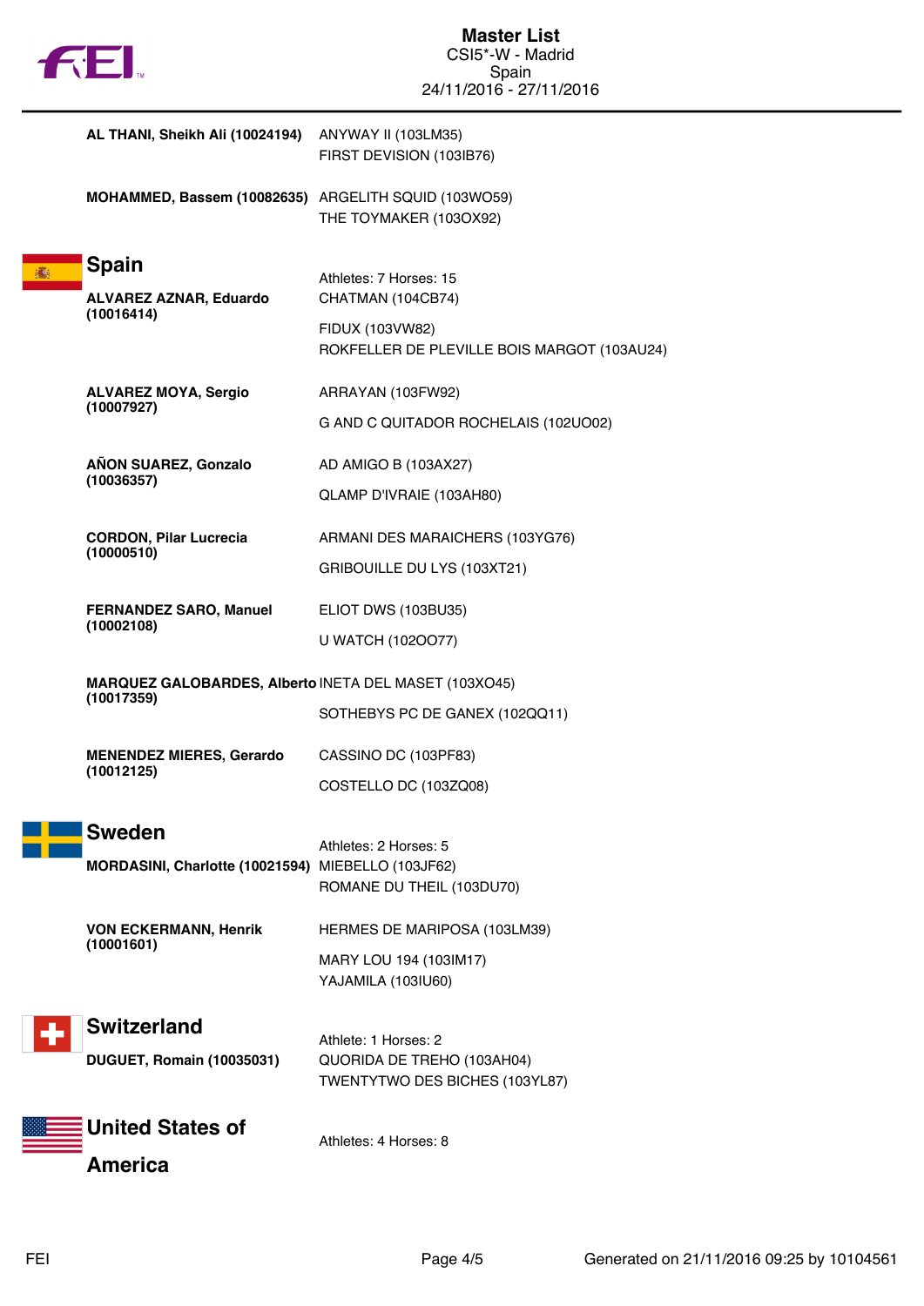**AL THANI, Sheikh Ali (10024194)**
ANYWAY II (103LM35)
FIRST DEVISION (103IB76)

**MOHAMMED, Bassem (10082635)**
ARGELITH SQUID (103WO59)
THE TOYMAKER (103OX92)

## Spain

Athletes: 7 Horses: 15

**ALVAREZ AZNAR, Eduardo (10016414)**
CHATMAN (104CB74)
FIDUX (103VW82)
ROKFELLER DE PLEVILLE BOIS MARGOT (103AU24)

**ALVAREZ MOYA, Sergio (10007927)**
ARRAYAN (103FW92)
G AND C QUITADOR ROCHELAIS (102UO02)

**AÑON SUAREZ, Gonzalo (10036357)**
AD AMIGO B (103AX27)
QLAMP D'IVRAIE (103AH80)

**CORDON, Pilar Lucrecia (10000510)**
ARMANI DES MARAICHERS (103YG76)
GRIBOUILLE DU LYS (103XT21)

**FERNANDEZ SARO, Manuel (10002108)**
ELIOT DWS (103BU35)
U WATCH (102OO77)

**MARQUEZ GALOBARDES, Alberto (10017359)**
INETA DEL MASET (103XO45)
SOTHEBYS PC DE GANEX (102QQ11)

**MENENDEZ MIERES, Gerardo (10012125)**
CASSINO DC (103PF83)
COSTELLO DC (103ZQ08)

## Sweden

Athletes: 2 Horses: 5

**MORDASINI, Charlotte (10021594)**
MIEBELLO (103JF62)
ROMANE DU THEIL (103DU70)

**VON ECKERMANN, Henrik (10001601)**
HERMES DE MARIPOSA (103LM39)
MARY LOU 194 (103IM17)
YAJAMILA (103IU60)

## Switzerland

Athlete: 1 Horses: 2

**DUGUET, Romain (10035031)**
QUORIDA DE TREHO (103AH04)
TWENTYTWO DES BICHES (103YL87)

## United States of America

Athletes: 4 Horses: 8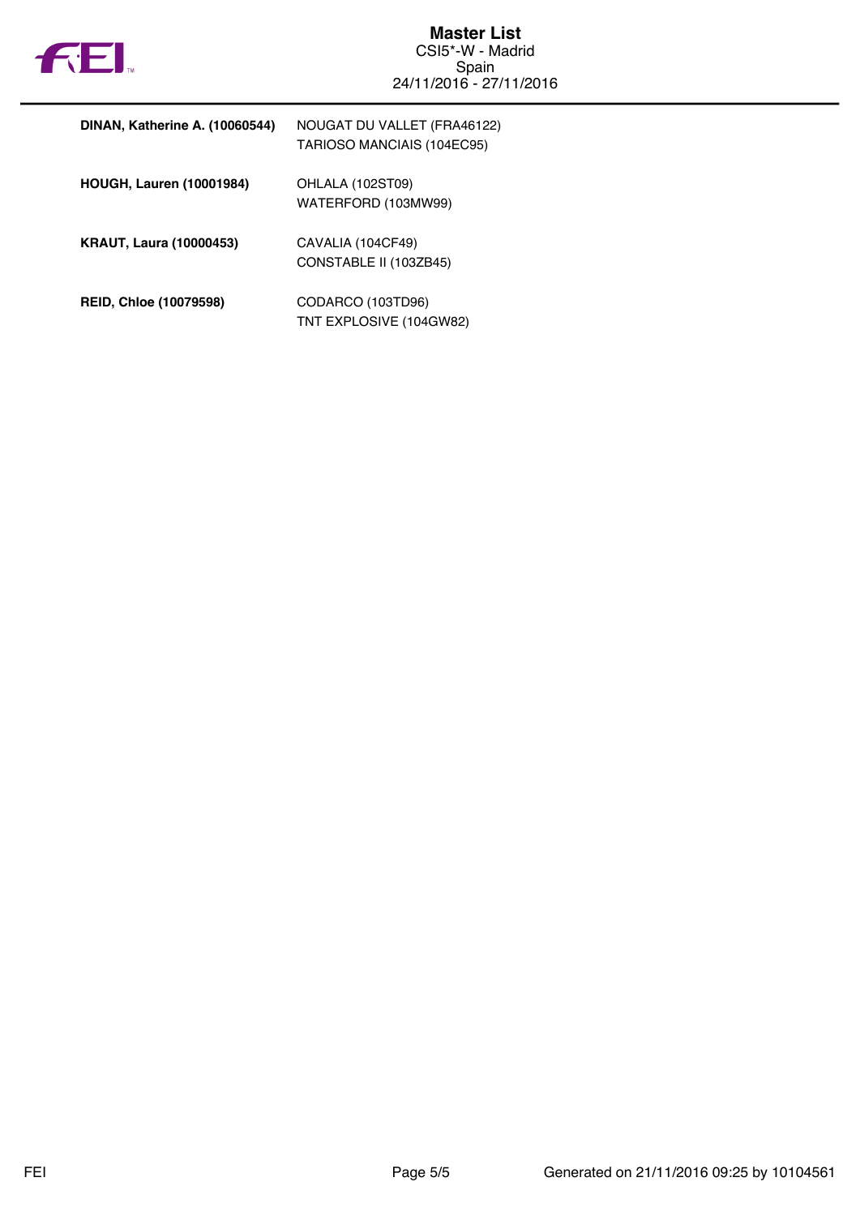| | |
|---|---|
| **DINAN, Katherine A. (10060544)** | NOUGAT DU VALLET (FRA46122)<br>TARIOSO MANCIAIS (104EC95) |
| **HOUGH, Lauren (10001984)** | OHLALA (102ST09)<br>WATERFORD (103MW99) |
| **KRAUT, Laura (10000453)** | CAVALIA (104CF49)<br>CONSTABLE II (103ZB45) |
| **REID, Chloe (10079598)** | CODARCO (103TD96)<br>TNT EXPLOSIVE (104GW82) |